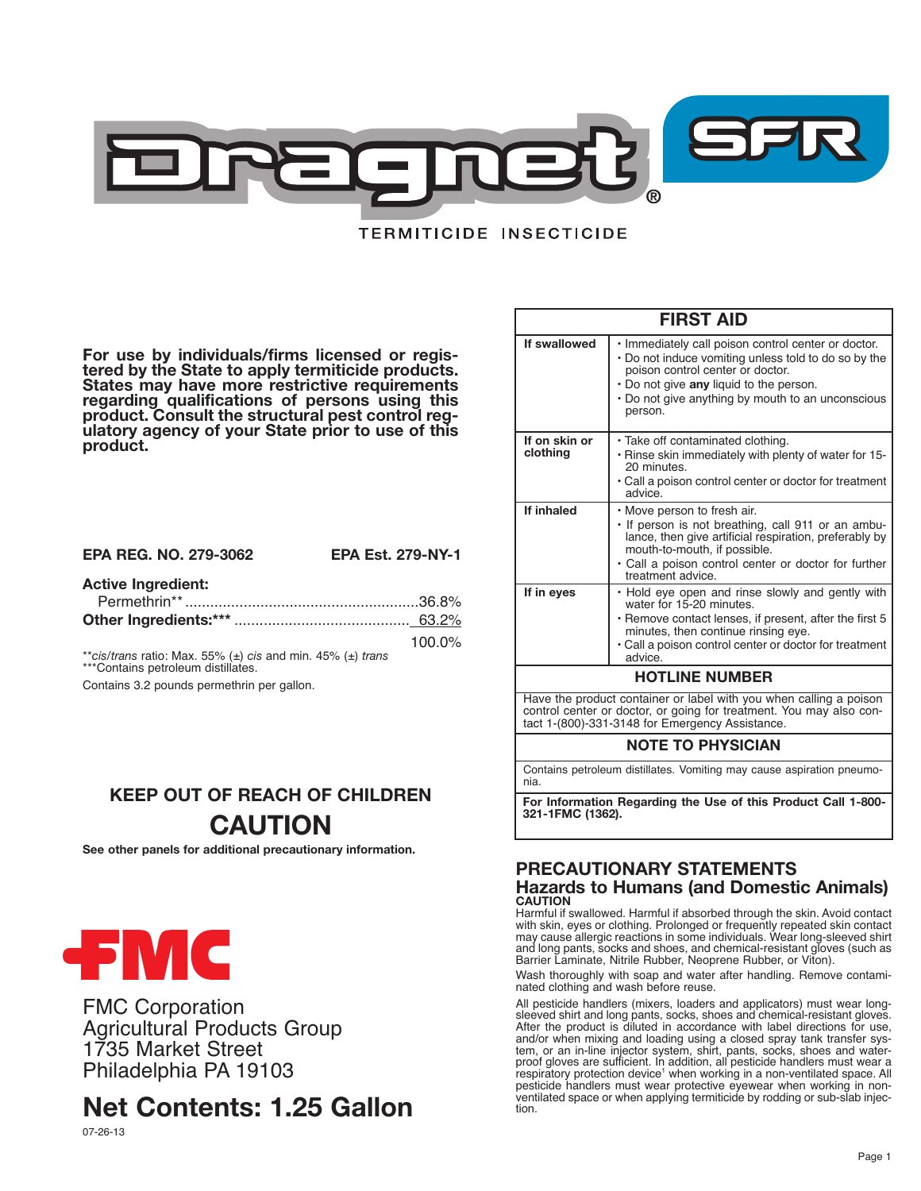# Dragnet® SFR

TERMITICIDE INSECTICIDE

**For use by individuals/firms licensed or registered by the State to apply termiticide products. States may have more restrictive requirements regarding qualifications of persons using this product. Consult the structural pest control regulatory agency of your State prior to use of this product.**

**EPA REG. NO. 279-3062** **EPA Est. 279-NY-1**

**Active Ingredient:**

Permethrin** .......................................................36.8%

**Other Ingredients:***** .......................................... 63.2%

100.0%

**_cis/trans_ ratio: Max. 55% (±) _cis_ and min. 45% (±) _trans_

***Contains petroleum distillates.

Contains 3.2 pounds permethrin per gallon.

## KEEP OUT OF REACH OF CHILDREN

## CAUTION

**See other panels for additional precautionary information.**

FMC

FMC Corporation
Agricultural Products Group
1735 Market Street
Philadelphia PA 19103

## Net Contents: 1.25 Gallon

07-26-13

| FIRST AID | |
|---|---|
| **If swallowed** | • Immediately call poison control center or doctor.<br>• Do not induce vomiting unless told to do so by the poison control center or doctor.<br>• Do not give **any** liquid to the person.<br>• Do not give anything by mouth to an unconscious person. |
| **If on skin or clothing** | • Take off contaminated clothing.<br>• Rinse skin immediately with plenty of water for 15-20 minutes.<br>• Call a poison control center or doctor for treatment advice. |
| **If inhaled** | • Move person to fresh air.<br>• If person is not breathing, call 911 or an ambulance, then give artificial respiration, preferably by mouth-to-mouth, if possible.<br>• Call a poison control center or doctor for further treatment advice. |
| **If in eyes** | • Hold eye open and rinse slowly and gently with water for 15-20 minutes.<br>• Remove contact lenses, if present, after the first 5 minutes, then continue rinsing eye.<br>• Call a poison control center or doctor for treatment advice. |

**HOTLINE NUMBER**

Have the product container or label with you when calling a poison control center or doctor, or going for treatment. You may also contact 1-(800)-331-3148 for Emergency Assistance.

**NOTE TO PHYSICIAN**

Contains petroleum distillates. Vomiting may cause aspiration pneumonia.

**For Information Regarding the Use of this Product Call 1-800-321-1FMC (1362).**

## PRECAUTIONARY STATEMENTS

### Hazards to Humans (and Domestic Animals)

**CAUTION**

Harmful if swallowed. Harmful if absorbed through the skin. Avoid contact with skin, eyes or clothing. Prolonged or frequently repeated skin contact may cause allergic reactions in some individuals. Wear long-sleeved shirt and long pants, socks and shoes, and chemical-resistant gloves (such as Barrier Laminate, Nitrile Rubber, Neoprene Rubber, or Viton).

Wash thoroughly with soap and water after handling. Remove contaminated clothing and wash before reuse.

All pesticide handlers (mixers, loaders and applicators) must wear long-sleeved shirt and long pants, socks, shoes and chemical-resistant gloves. After the product is diluted in accordance with label directions for use, and/or when mixing and loading using a closed spray tank transfer system, or an in-line injector system, shirt, pants, socks, shoes and waterproof gloves are sufficient. In addition, all pesticide handlers must wear a respiratory protection device[1] when working in a non-ventilated space. All pesticide handlers must wear protective eyewear when working in non-ventilated space or when applying termiticide by rodding or sub-slab injection.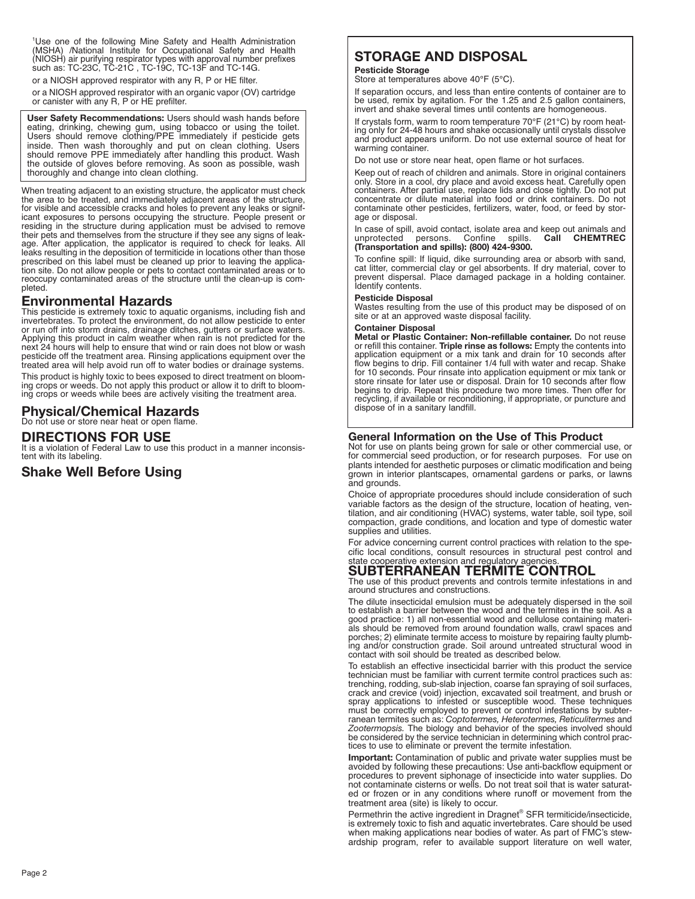[1]Use one of the following Mine Safety and Health Administration (MSHA) /National Institute for Occupational Safety and Health (NIOSH) air purifying respirator types with approval number prefixes such as: TC-23C, TC-21C , TC-19C, TC-13F and TC-14G.

or a NIOSH approved respirator with any R, P or HE filter.

or a NIOSH approved respirator with an organic vapor (OV) cartridge or canister with any R, P or HE prefilter.

**User Safety Recommendations:** Users should wash hands before eating, drinking, chewing gum, using tobacco or using the toilet. Users should remove clothing/PPE immediately if pesticide gets inside. Then wash thoroughly and put on clean clothing. Users should remove PPE immediately after handling this product. Wash the outside of gloves before removing. As soon as possible, wash thoroughly and change into clean clothing.

When treating adjacent to an existing structure, the applicator must check the area to be treated, and immediately adjacent areas of the structure, for visible and accessible cracks and holes to prevent any leaks or significant exposures to persons occupying the structure. People present or residing in the structure during application must be advised to remove their pets and themselves from the structure if they see any signs of leakage. After application, the applicator is required to check for leaks. All leaks resulting in the deposition of termiticide in locations other than those prescribed on this label must be cleaned up prior to leaving the application site. Do not allow people or pets to contact contaminated areas or to reoccupy contaminated areas of the structure until the clean-up is completed.

## Environmental Hazards

This pesticide is extremely toxic to aquatic organisms, including fish and invertebrates. To protect the environment, do not allow pesticide to enter or run off into storm drains, drainage ditches, gutters or surface waters. Applying this product in calm weather when rain is not predicted for the next 24 hours will help to ensure that wind or rain does not blow or wash pesticide off the treatment area. Rinsing applications equipment over the treated area will help avoid run off to water bodies or drainage systems.

This product is highly toxic to bees exposed to direct treatment on blooming crops or weeds. Do not apply this product or allow it to drift to blooming crops or weeds while bees are actively visiting the treatment area.

## Physical/Chemical Hazards

Do not use or store near heat or open flame.

## DIRECTIONS FOR USE

It is a violation of Federal Law to use this product in a manner inconsistent with its labeling.

## Shake Well Before Using

## STORAGE AND DISPOSAL

**Pesticide Storage**

Store at temperatures above 40°F (5°C).

If separation occurs, and less than entire contents of container are to be used, remix by agitation. For the 1.25 and 2.5 gallon containers, invert and shake several times until contents are homogeneous.

If crystals form, warm to room temperature 70°F (21°C) by room heating only for 24-48 hours and shake occasionally until crystals dissolve and product appears uniform. Do not use external source of heat for warming container.

Do not use or store near heat, open flame or hot surfaces.

Keep out of reach of children and animals. Store in original containers only. Store in a cool, dry place and avoid excess heat. Carefully open containers. After partial use, replace lids and close tightly. Do not put concentrate or dilute material into food or drink containers. Do not contaminate other pesticides, fertilizers, water, food, or feed by storage or disposal.

In case of spill, avoid contact, isolate area and keep out animals and unprotected persons. Confine spills. **Call CHEMTREC (Transportation and spills): (800) 424-9300.**

To confine spill: If liquid, dike surrounding area or absorb with sand, cat litter, commercial clay or gel absorbents. If dry material, cover to prevent dispersal. Place damaged package in a holding container. Identify contents.

**Pesticide Disposal**

Wastes resulting from the use of this product may be disposed of on site or at an approved waste disposal facility.

**Container Disposal**

**Metal or Plastic Container: Non-refillable container.** Do not reuse or refill this container. **Triple rinse as follows:** Empty the contents into application equipment or a mix tank and drain for 10 seconds after flow begins to drip. Fill container 1/4 full with water and recap. Shake for 10 seconds. Pour rinsate into application equipment or mix tank or store rinsate for later use or disposal. Drain for 10 seconds after flow begins to drip. Repeat this procedure two more times. Then offer for recycling, if available or reconditioning, if appropriate, or puncture and dispose of in a sanitary landfill.

### General Information on the Use of This Product

Not for use on plants being grown for sale or other commercial use, or for commercial seed production, or for research purposes. For use on plants intended for aesthetic purposes or climatic modification and being grown in interior plantscapes, ornamental gardens or parks, or lawns and grounds.

Choice of appropriate procedures should include consideration of such variable factors as the design of the structure, location of heating, ventilation, and air conditioning (HVAC) systems, water table, soil type, soil compaction, grade conditions, and location and type of domestic water supplies and utilities.

For advice concerning current control practices with relation to the specific local conditions, consult resources in structural pest control and state cooperative extension and regulatory agencies.

## SUBTERRANEAN TERMITE CONTROL

The use of this product prevents and controls termite infestations in and around structures and constructions.

The dilute insecticidal emulsion must be adequately dispersed in the soil to establish a barrier between the wood and the termites in the soil. As a good practice: 1) all non-essential wood and cellulose containing materials should be removed from around foundation walls, crawl spaces and porches; 2) eliminate termite access to moisture by repairing faulty plumbing and/or construction grade. Soil around untreated structural wood in contact with soil should be treated as described below.

To establish an effective insecticidal barrier with this product the service technician must be familiar with current termite control practices such as: trenching, rodding, sub-slab injection, coarse fan spraying of soil surfaces, crack and crevice (void) injection, excavated soil treatment, and brush or spray applications to infested or susceptible wood. These techniques must be correctly employed to prevent or control infestations by subterranean termites such as: *Coptotermes, Heterotermes, Reticulitermes* and *Zootermopsis.* The biology and behavior of the species involved should be considered by the service technician in determining which control practices to use to eliminate or prevent the termite infestation.

**Important:** Contamination of public and private water supplies must be avoided by following these precautions: Use anti-backflow equipment or procedures to prevent siphonage of insecticide into water supplies. Do not contaminate cisterns or wells. Do not treat soil that is water saturated or frozen or in any conditions where runoff or movement from the treatment area (site) is likely to occur.

Permethrin the active ingredient in Dragnet® SFR termiticide/insecticide, is extremely toxic to fish and aquatic invertebrates. Care should be used when making applications near bodies of water. As part of FMC's stewardship program, refer to available support literature on well water,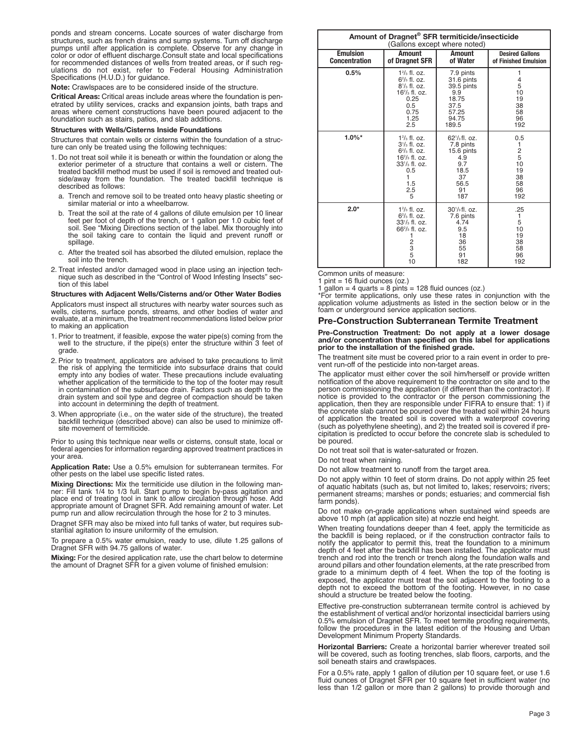ponds and stream concerns. Locate sources of water discharge from structures, such as french drains and sump systems. Turn off discharge pumps until after application is complete. Observe for any change in color or odor of effluent discharge.Consult state and local specifications for recommended distances of wells from treated areas, or if such regulations do not exist, refer to Federal Housing Administration Specifications (H.U.D.) for guidance.

**Note:** Crawlspaces are to be considered inside of the structure.

**Critical Areas:** Critical areas include areas where the foundation is penetrated by utility services, cracks and expansion joints, bath traps and areas where cement constructions have been poured adjacent to the foundation such as stairs, patios, and slab additions.

**Structures with Wells/Cisterns Inside Foundations**

Structures that contain wells or cisterns within the foundation of a structure can only be treated using the following techniques:

1. Do not treat soil while it is beneath or within the foundation or along the exterior perimeter of a structure that contains a well or cistern. The treated backfill method must be used if soil is removed and treated outside/away from the foundation. The treated backfill technique is described as follows:
   a. Trench and remove soil to be treated onto heavy plastic sheeting or similar material or into a wheelbarrow.
   b. Treat the soil at the rate of 4 gallons of dilute emulsion per 10 linear feet per foot of depth of the trench, or 1 gallon per 1.0 cubic feet of soil. See "Mixing Directions section of the label. Mix thoroughly into the soil taking care to contain the liquid and prevent runoff or spillage.
   c. After the treated soil has absorbed the diluted emulsion, replace the soil into the trench.
2. Treat infested and/or damaged wood in place using an injection technique such as described in the "Control of Wood Infesting Insects" section of this label

**Structures with Adjacent Wells/Cisterns and/or Other Water Bodies**

Applicators must inspect all structures with nearby water sources such as wells, cisterns, surface ponds, streams, and other bodies of water and evaluate, at a minimum, the treatment recommendations listed below prior to making an application

1. Prior to treatment, if feasible, expose the water pipe(s) coming from the well to the structure, if the pipe(s) enter the structure within 3 feet of grade.
2. Prior to treatment, applicators are advised to take precautions to limit the risk of applying the termiticide into subsurface drains that could empty into any bodies of water. These precautions include evaluating whether application of the termiticide to the top of the footer may result in contamination of the subsurface drain. Factors such as depth to the drain system and soil type and degree of compaction should be taken into account in determining the depth of treatment.
3. When appropriate (i.e., on the water side of the structure), the treated backfill technique (described above) can also be used to minimize off-site movement of termiticide.

Prior to using this technique near wells or cisterns, consult state, local or federal agencies for information regarding approved treatment practices in your area.

**Application Rate:** Use a 0.5% emulsion for subterranean termites. For other pests on the label use specific listed rates.

**Mixing Directions:** Mix the termiticide use dilution in the following manner: Fill tank 1/4 to 1/3 full. Start pump to begin by-pass agitation and place end of treating tool in tank to allow circulation through hose. Add appropriate amount of Dragnet SFR. Add remaining amount of water. Let pump run and allow recirculation through the hose for 2 to 3 minutes.

Dragnet SFR may also be mixed into full tanks of water, but requires substantial agitation to insure uniformity of the emulsion.

To prepare a 0.5% water emulsion, ready to use, dilute 1.25 gallons of Dragnet SFR with 94.75 gallons of water.

**Mixing:** For the desired application rate, use the chart below to determine the amount of Dragnet SFR for a given volume of finished emulsion:

**Amount of Dragnet® SFR termiticide/insecticide** (Gallons except where noted)

| Emulsion Concentration | Amount of Dragnet SFR | Amount of Water | Desired Gallons of Finished Emulsion |
|---|---|---|---|
| 0.5% | 1 2/3 fl. oz. | 7.9 pints | 1 |
| | 6 2/3 fl. oz. | 31.6 pints | 4 |
| | 8 1/3 fl. oz. | 39.5 pints | 5 |
| | 16 2/3 fl. oz. | 9.9 | 10 |
| | 0.25 | 18.75 | 19 |
| | 0.5 | 37.5 | 38 |
| | 0.75 | 57.25 | 58 |
| | 1.25 | 94.75 | 96 |
| | 2.5 | 189.5 | 192 |
| 1.0%* | 1 2/3 fl. oz. | 62 1/3 fl. oz. | 0.5 |
| | 3 1/3 fl. oz. | 7.8 pints | 1 |
| | 6 2/3 fl. oz. | 15.6 pints | 2 |
| | 16 2/3 fl. oz. | 4.9 | 5 |
| | 33 1/3 fl. oz. | 9.7 | 10 |
| | 0.5 | 18.5 | 19 |
| | 1 | 37 | 38 |
| | 1.5 | 56.5 | 58 |
| | 2.5 | 91 | 96 |
| | 5 | 187 | 192 |
| 2.0* | 1 2/3 fl. oz. | 30 1/3 fl. oz. | .25 |
| | 6 2/3 fl. oz. | 7.6 pints | 1 |
| | 33 1/3 fl. oz. | 4.74 | 5 |
| | 66 2/3 fl. oz. | 9.5 | 10 |
| | 1 | 18 | 19 |
| | 2 | 36 | 38 |
| | 3 | 55 | 58 |
| | 5 | 91 | 96 |
| | 10 | 182 | 192 |

Common units of measure:

1 pint = 16 fluid ounces (oz.)

1 gallon = 4 quarts = 8 pints = 128 fluid ounces (oz.)

*For termite applications, only use these rates in conjunction with the application volume adjustments as listed in the section below or in the foam or underground service application sections.

## Pre-Construction Subterranean Termite Treatment

**Pre-Construction Treatment: Do not apply at a lower dosage and/or concentration than specified on this label for applications prior to the installation of the finished grade.**

The treatment site must be covered prior to a rain event in order to prevent run-off of the pesticide into non-target areas.

The applicator must either cover the soil him/herself or provide written notification of the above requirement to the contractor on site and to the person commissioning the application (if different than the contractor). If notice is provided to the contractor or the person commissioning the application, then they are responsible under FIFRA to ensure that: 1) if the concrete slab cannot be poured over the treated soil within 24 hours of application the treated soil is covered with a waterproof covering (such as polyethylene sheeting), and 2) the treated soil is covered if precipitation is predicted to occur before the concrete slab is scheduled to be poured.

Do not treat soil that is water-saturated or frozen.

Do not treat when raining.

Do not allow treatment to runoff from the target area.

Do not apply within 10 feet of storm drains. Do not apply within 25 feet of aquatic habitats (such as, but not limited to, lakes; reservoirs; rivers; permanent streams; marshes or ponds; estuaries; and commercial fish farm ponds).

Do not make on-grade applications when sustained wind speeds are above 10 mph (at application site) at nozzle end height.

When treating foundations deeper than 4 feet, apply the termiticide as the backfill is being replaced, or if the construction contractor fails to notify the applicator to permit this, treat the foundation to a minimum depth of 4 feet after the backfill has been installed. The applicator must trench and rod into the trench or trench along the foundation walls and around pillars and other foundation elements, at the rate prescribed from grade to a minimum depth of 4 feet. When the top of the footing is exposed, the applicator must treat the soil adjacent to the footing to a depth not to exceed the bottom of the footing. However, in no case should a structure be treated below the footing.

Effective pre-construction subterranean termite control is achieved by the establishment of vertical and/or horizontal insecticidal barriers using 0.5% emulsion of Dragnet SFR. To meet termite proofing requirements, follow the procedures in the latest edition of the Housing and Urban Development Minimum Property Standards.

**Horizontal Barriers:** Create a horizontal barrier wherever treated soil will be covered, such as footing trenches, slab floors, carports, and the soil beneath stairs and crawlspaces.

For a 0.5% rate, apply 1 gallon of dilution per 10 square feet, or use 1.6 fluid ounces of Dragnet SFR per 10 square feet in sufficient water (no less than 1/2 gallon or more than 2 gallons) to provide thorough and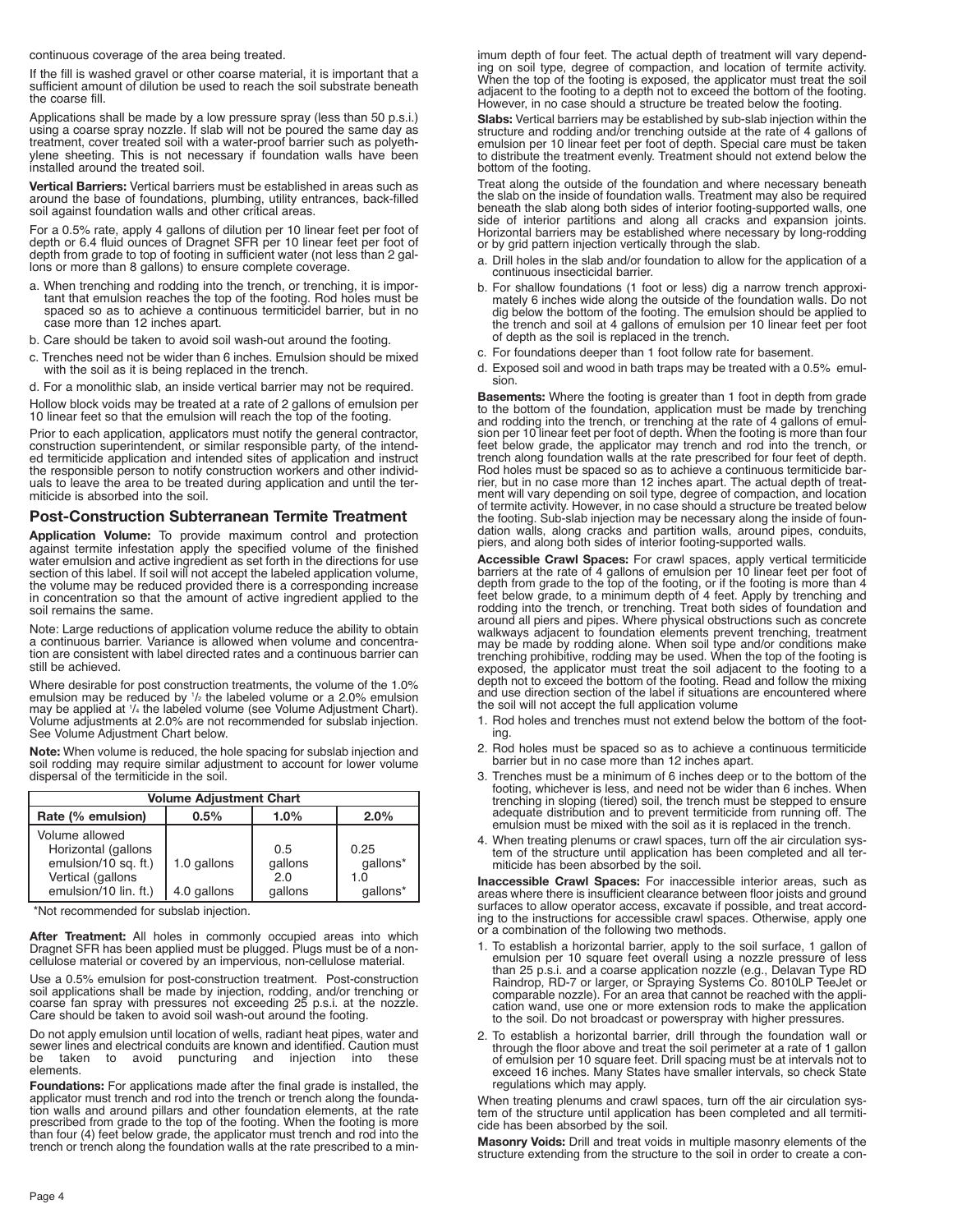continuous coverage of the area being treated.

If the fill is washed gravel or other coarse material, it is important that a sufficient amount of dilution be used to reach the soil substrate beneath the coarse fill.

Applications shall be made by a low pressure spray (less than 50 p.s.i.) using a coarse spray nozzle. If slab will not be poured the same day as treatment, cover treated soil with a water-proof barrier such as polyethylene sheeting. This is not necessary if foundation walls have been installed around the treated soil.

**Vertical Barriers:** Vertical barriers must be established in areas such as around the base of foundations, plumbing, utility entrances, back-filled soil against foundation walls and other critical areas.

For a 0.5% rate, apply 4 gallons of dilution per 10 linear feet per foot of depth or 6.4 fluid ounces of Dragnet SFR per 10 linear feet per foot of depth from grade to top of footing in sufficient water (not less than 2 gallons or more than 8 gallons) to ensure complete coverage.

a. When trenching and rodding into the trench, or trenching, it is important that emulsion reaches the top of the footing. Rod holes must be spaced so as to achieve a continuous termiticidel barrier, but in no case more than 12 inches apart.
b. Care should be taken to avoid soil wash-out around the footing.
c. Trenches need not be wider than 6 inches. Emulsion should be mixed with the soil as it is being replaced in the trench.
d. For a monolithic slab, an inside vertical barrier may not be required.

Hollow block voids may be treated at a rate of 2 gallons of emulsion per 10 linear feet so that the emulsion will reach the top of the footing.

Prior to each application, applicators must notify the general contractor, construction superintendent, or similar responsible party, of the intended termiticide application and intended sites of application and instruct the responsible person to notify construction workers and other individuals to leave the area to be treated during application and until the termiticide is absorbed into the soil.

## Post-Construction Subterranean Termite Treatment

**Application Volume:** To provide maximum control and protection against termite infestation apply the specified volume of the finished water emulsion and active ingredient as set forth in the directions for use section of this label. If soil will not accept the labeled application volume, the volume may be reduced provided there is a corresponding increase in concentration so that the amount of active ingredient applied to the soil remains the same.

Note: Large reductions of application volume reduce the ability to obtain a continuous barrier. Variance is allowed when volume and concentration are consistent with label directed rates and a continuous barrier can still be achieved.

Where desirable for post construction treatments, the volume of the 1.0% emulsion may be reduced by 1/2 the labeled volume or a 2.0% emulsion may be applied at 1/4 the labeled volume (see Volume Adjustment Chart). Volume adjustments at 2.0% are not recommended for subslab injection. See Volume Adjustment Chart below.

**Note:** When volume is reduced, the hole spacing for subslab injection and soil rodding may require similar adjustment to account for lower volume dispersal of the termiticide in the soil.

| Volume Adjustment Chart | | | |
|---|---|---|---|
| Rate (% emulsion) | 0.5% | 1.0% | 2.0% |
| Volume allowed Horizontal (gallons emulsion/10 sq. ft.) | 1.0 gallons | 0.5 gallons | 0.25 gallons* |
| Vertical (gallons emulsion/10 lin. ft.) | 4.0 gallons | 2.0 gallons | 1.0 gallons* |

*Not recommended for subslab injection.

**After Treatment:** All holes in commonly occupied areas into which Dragnet SFR has been applied must be plugged. Plugs must be of a non-cellulose material or covered by an impervious, non-cellulose material.

Use a 0.5% emulsion for post-construction treatment. Post-construction soil applications shall be made by injection, rodding, and/or trenching or coarse fan spray with pressures not exceeding 25 p.s.i. at the nozzle. Care should be taken to avoid soil wash-out around the footing.

Do not apply emulsion until location of wells, radiant heat pipes, water and sewer lines and electrical conduits are known and identified. Caution must be taken to avoid puncturing and injection into these elements.

**Foundations:** For applications made after the final grade is installed, the applicator must trench and rod into the trench or trench along the foundation walls and around pillars and other foundation elements, at the rate prescribed from grade to the top of the footing. When the footing is more than four (4) feet below grade, the applicator must trench and rod into the trench or trench along the foundation walls at the rate prescribed to a minimum depth of four feet. The actual depth of treatment will vary depending on soil type, degree of compaction, and location of termite activity. When the top of the footing is exposed, the applicator must treat the soil adjacent to the footing to a depth not to exceed the bottom of the footing. However, in no case should a structure be treated below the footing.

**Slabs:** Vertical barriers may be established by sub-slab injection within the structure and rodding and/or trenching outside at the rate of 4 gallons of emulsion per 10 linear feet per foot of depth. Special care must be taken to distribute the treatment evenly. Treatment should not extend below the bottom of the footing.

Treat along the outside of the foundation and where necessary beneath the slab on the inside of foundation walls. Treatment may also be required beneath the slab along both sides of interior footing-supported walls, one side of interior partitions and along all cracks and expansion joints. Horizontal barriers may be established where necessary by long-rodding or by grid pattern injection vertically through the slab.

a. Drill holes in the slab and/or foundation to allow for the application of a continuous insecticidal barrier.
b. For shallow foundations (1 foot or less) dig a narrow trench approximately 6 inches wide along the outside of the foundation walls. Do not dig below the bottom of the footing. The emulsion should be applied to the trench and soil at 4 gallons of emulsion per 10 linear feet per foot of depth as the soil is replaced in the trench.
c. For foundations deeper than 1 foot follow rate for basement.
d. Exposed soil and wood in bath traps may be treated with a 0.5% emulsion.

**Basements:** Where the footing is greater than 1 foot in depth from grade to the bottom of the foundation, application must be made by trenching and rodding into the trench, or trenching at the rate of 4 gallons of emulsion per 10 linear feet per foot of depth. When the footing is more than four feet below grade, the applicator may trench and rod into the trench, or trench along foundation walls at the rate prescribed for four feet of depth. Rod holes must be spaced so as to achieve a continuous termiticide barrier, but in no case more than 12 inches apart. The actual depth of treatment will vary depending on soil type, degree of compaction, and location of termite activity. However, in no case should a structure be treated below the footing. Sub-slab injection may be necessary along the inside of foundation walls, along cracks and partition walls, around pipes, conduits, piers, and along both sides of interior footing-supported walls.

**Accessible Crawl Spaces:** For crawl spaces, apply vertical termiticide barriers at the rate of 4 gallons of emulsion per 10 linear feet per foot of depth from grade to the top of the footing, or if the footing is more than 4 feet below grade, to a minimum depth of 4 feet. Apply by trenching and rodding into the trench, or trenching. Treat both sides of foundation and around all piers and pipes. Where physical obstructions such as concrete walkways adjacent to foundation elements prevent trenching, treatment may be made by rodding alone. When soil type and/or conditions make trenching prohibitive, rodding may be used. When the top of the footing is exposed, the applicator must treat the soil adjacent to the footing to a depth not to exceed the bottom of the footing. Read and follow the mixing and use direction section of the label if situations are encountered where the soil will not accept the full application volume

1. Rod holes and trenches must not extend below the bottom of the footing.
2. Rod holes must be spaced so as to achieve a continuous termiticide barrier but in no case more than 12 inches apart.
3. Trenches must be a minimum of 6 inches deep or to the bottom of the footing, whichever is less, and need not be wider than 6 inches. When trenching in sloping (tiered) soil, the trench must be stepped to ensure adequate distribution and to prevent termiticide from running off. The emulsion must be mixed with the soil as it is replaced in the trench.
4. When treating plenums or crawl spaces, turn off the air circulation system of the structure until application has been completed and all termiticide has been absorbed by the soil.

**Inaccessible Crawl Spaces:** For inaccessible interior areas, such as areas where there is insufficient clearance between floor joists and ground surfaces to allow operator access, excavate if possible, and treat according to the instructions for accessible crawl spaces. Otherwise, apply one or a combination of the following two methods.

1. To establish a horizontal barrier, apply to the soil surface, 1 gallon of emulsion per 10 square feet overall using a nozzle pressure of less than 25 p.s.i. and a coarse application nozzle (e.g., Delavan Type RD Raindrop, RD-7 or larger, or Spraying Systems Co. 8010LP TeeJet or comparable nozzle). For an area that cannot be reached with the application wand, use one or more extension rods to make the application to the soil. Do not broadcast or powerspray with higher pressures.
2. To establish a horizontal barrier, drill through the foundation wall or through the floor above and treat the soil perimeter at a rate of 1 gallon of emulsion per 10 square feet. Drill spacing must be at intervals not to exceed 16 inches. Many States have smaller intervals, so check State regulations which may apply.

When treating plenums and crawl spaces, turn off the air circulation system of the structure until application has been completed and all termiticide has been absorbed by the soil.

**Masonry Voids:** Drill and treat voids in multiple masonry elements of the structure extending from the structure to the soil in order to create a con-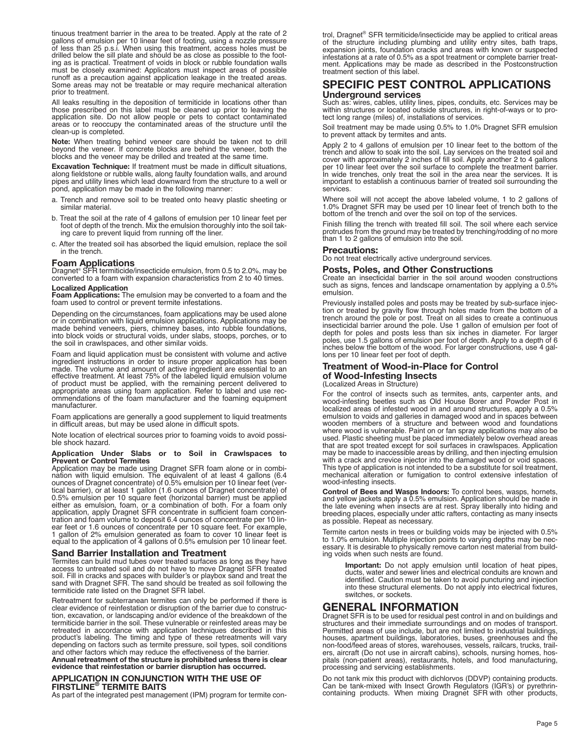tinuous treatment barrier in the area to be treated. Apply at the rate of 2 gallons of emulsion per 10 linear feet of footing, using a nozzle pressure of less than 25 p.s.i. When using this treatment, access holes must be drilled below the sill plate and should be as close as possible to the footing as is practical. Treatment of voids in block or rubble foundation walls must be closely examined: Applicators must inspect areas of possible runoff as a precaution against application leakage in the treated areas. Some areas may not be treatable or may require mechanical alteration prior to treatment.

All leaks resulting in the deposition of termiticide in locations other than those prescribed on this label must be cleaned up prior to leaving the application site. Do not allow people or pets to contact contaminated areas or to reoccupy the contaminated areas of the structure until the clean-up is completed.

**Note:** When treating behind veneer care should be taken not to drill beyond the veneer. If concrete blocks are behind the veneer, both the blocks and the veneer may be drilled and treated at the same time.

**Excavation Technique:** If treatment must be made in difficult situations, along fieldstone or rubble walls, along faulty foundation walls, and around pipes and utility lines which lead downward from the structure to a well or pond, application may be made in the following manner:

a. Trench and remove soil to be treated onto heavy plastic sheeting or similar material.

b. Treat the soil at the rate of 4 gallons of emulsion per 10 linear feet per foot of depth of the trench. Mix the emulsion thoroughly into the soil taking care to prevent liquid from running off the liner.

c. After the treated soil has absorbed the liquid emulsion, replace the soil in the trench.

### Foam Applications

Dragnet® SFR termiticide/insecticide emulsion, from 0.5 to 2.0%, may be converted to a foam with expansion characteristics from 2 to 40 times.

#### Localized Application

**Foam Applications:** The emulsion may be converted to a foam and the foam used to control or prevent termite infestations.

Depending on the circumstances, foam applications may be used alone or in combination with liquid emulsion applications. Applications may be made behind veneers, piers, chimney bases, into rubble foundations, into block voids or structural voids, under slabs, stoops, porches, or to the soil in crawlspaces, and other similar voids.

Foam and liquid application must be consistent with volume and active ingredient instructions in order to insure proper application has been made. The volume and amount of active ingredient are essential to an effective treatment. At least 75% of the labeled liquid emulsion volume of product must be applied, with the remaining percent delivered to appropriate areas using foam application. Refer to label and use recommendations of the foam manufacturer and the foaming equipment manufacturer.

Foam applications are generally a good supplement to liquid treatments in difficult areas, but may be used alone in difficult spots.

Note location of electrical sources prior to foaming voids to avoid possible shock hazard.

#### Application Under Slabs or to Soil in Crawlspaces to Prevent or Control Termites

Application may be made using Dragnet SFR foam alone or in combination with liquid emulsion. The equivalent of at least 4 gallons (6.4 ounces of Dragnet concentrate) of 0.5% emulsion per 10 linear feet (vertical barrier), or at least 1 gallon (1.6 ounces of Dragnet concentrate) of 0.5% emulsion per 10 square feet (horizontal barrier) must be applied either as emulsion, foam, or a combination of both. For a foam only application, apply Dragnet SFR concentrate in sufficient foam concentration and foam volume to deposit 6.4 ounces of concentrate per 10 linear feet or 1.6 ounces of concentrate per 10 square feet. For example, 1 gallon of 2% emulsion generated as foam to cover 10 linear feet is equal to the application of 4 gallons of 0.5% emulsion per 10 linear feet.

### Sand Barrier Installation and Treatment

Termites can build mud tubes over treated surfaces as long as they have access to untreated soil and do not have to move Dragnet SFR treated soil. Fill in cracks and spaces with builder's or playbox sand and treat the sand with Dragnet SFR. The sand should be treated as soil following the termiticide rate listed on the Dragnet SFR label.

Retreatment for subterranean termites can only be performed if there is clear evidence of reinfestation or disruption of the barrier due to construction, excavation, or landscaping and/or evidence of the breakdown of the termiticide barrier in the soil. These vulnerable or reinfested areas may be retreated in accordance with application techniques described in this product's labeling. The timing and type of these retreatments will vary depending on factors such as termite pressure, soil types, soil conditions and other factors which may reduce the effectiveness of the barrier.
**Annual retreatment of the structure is prohibited unless there is clear evidence that reinfestation or barrier disruption has occurred.**

#### APPLICATION IN CONJUNCTION WITH THE USE OF FIRSTLINE® TERMITE BAITS

As part of the integrated pest management (IPM) program for termite control, Dragnet® SFR termiticide/insecticide may be applied to critical areas of the structure including plumbing and utility entry sites, bath traps, expansion joints, foundation cracks and areas with known or suspected infestations at a rate of 0.5% as a spot treatment or complete barrier treatment. Applications may be made as described in the Postconstruction treatment section of this label.

## SPECIFIC PEST CONTROL APPLICATIONS

### Underground services

Such as: wires, cables, utility lines, pipes, conduits, etc. Services may be within structures or located outside structures, in right-of-ways or to protect long range (miles) of, installations of services.

Soil treatment may be made using 0.5% to 1.0% Dragnet SFR emulsion to prevent attack by termites and ants.

Apply 2 to 4 gallons of emulsion per 10 linear feet to the bottom of the trench and allow to soak into the soil. Lay services on the treated soil and cover with approximately 2 inches of fill soil. Apply another 2 to 4 gallons per 10 linear feet over the soil surface to complete the treatment barrier. In wide trenches, only treat the soil in the area near the services. It is important to establish a continuous barrier of treated soil surrounding the services.

Where soil will not accept the above labeled volume, 1 to 2 gallons of 1.0% Dragnet SFR may be used per 10 linear feet of trench both to the bottom of the trench and over the soil on top of the services.

Finish filling the trench with treated fill soil. The soil where each service protrudes from the ground may be treated by trenching/rodding of no more than 1 to 2 gallons of emulsion into the soil.

### Precautions:

Do not treat electrically active underground services.

### Posts, Poles, and Other Constructions

Create an insecticidal barrier in the soil around wooden constructions such as signs, fences and landscape ornamentation by applying a 0.5% emulsion.

Previously installed poles and posts may be treated by sub-surface injection or treated by gravity flow through holes made from the bottom of a trench around the pole or post. Treat on all sides to create a continuous insecticidal barrier around the pole. Use 1 gallon of emulsion per foot of depth for poles and posts less than six inches in diameter. For larger poles, use 1.5 gallons of emulsion per foot of depth. Apply to a depth of 6 inches below the bottom of the wood. For larger constructions, use 4 gallons per 10 linear feet per foot of depth.

### Treatment of Wood-in-Place for Control of Wood-Infesting Insects

(Localized Areas in Structure)

For the control of insects such as termites, ants, carpenter ants, and wood-infesting beetles such as Old House Borer and Powder Post in localized areas of infested wood in and around structures, apply a 0.5% emulsion to voids and galleries in damaged wood and in spaces between wooden members of a structure and between wood and foundations where wood is vulnerable. Paint on or fan spray applications may also be used. Plastic sheeting must be placed immediately below overhead areas that are spot treated except for soil surfaces in crawlspaces. Application may be made to inaccessible areas by drilling, and then injecting emulsion with a crack and crevice injector into the damaged wood or void spaces. This type of application is not intended to be a substitute for soil treatment, mechanical alteration or fumigation to control extensive infestation of wood-infesting insects.

**Control of Bees and Wasps Indoors:** To control bees, wasps, hornets, and yellow jackets apply a 0.5% emulsion. Application should be made in the late evening when insects are at rest. Spray liberally into hiding and breeding places, especially under attic rafters, contacting as many insects as possible. Repeat as necessary.

Termite carton nests in trees or building voids may be injected with 0.5% to 1.0% emulsion. Multiple injection points to varying depths may be necessary. It is desirable to physically remove carton nest material from building voids when such nests are found.

> **Important:** Do not apply emulsion until location of heat pipes, ducts, water and sewer lines and electrical conduits are known and identified. Caution must be taken to avoid puncturing and injection into these structural elements. Do not apply into electrical fixtures, switches, or sockets.

## GENERAL INFORMATION

Dragnet SFR is to be used for residual pest control in and on buildings and structures and their immediate surroundings and on modes of transport. Permitted areas of use include, but are not limited to industrial buildings, houses, apartment buildings, laboratories, buses, greenhouses and the non-food/feed areas of stores, warehouses, vessels, railcars, trucks, trailers, aircraft (Do not use in aircraft cabins), schools, nursing homes, hospitals (non-patient areas), restaurants, hotels, and food manufacturing, processing and servicing establishments.

Do not tank mix this product with dichlorvos (DDVP) containing products. Can be tank-mixed with Insect Growth Regulators (IGR's) or pyrethrin-containing products. When mixing Dragnet SFR with other products,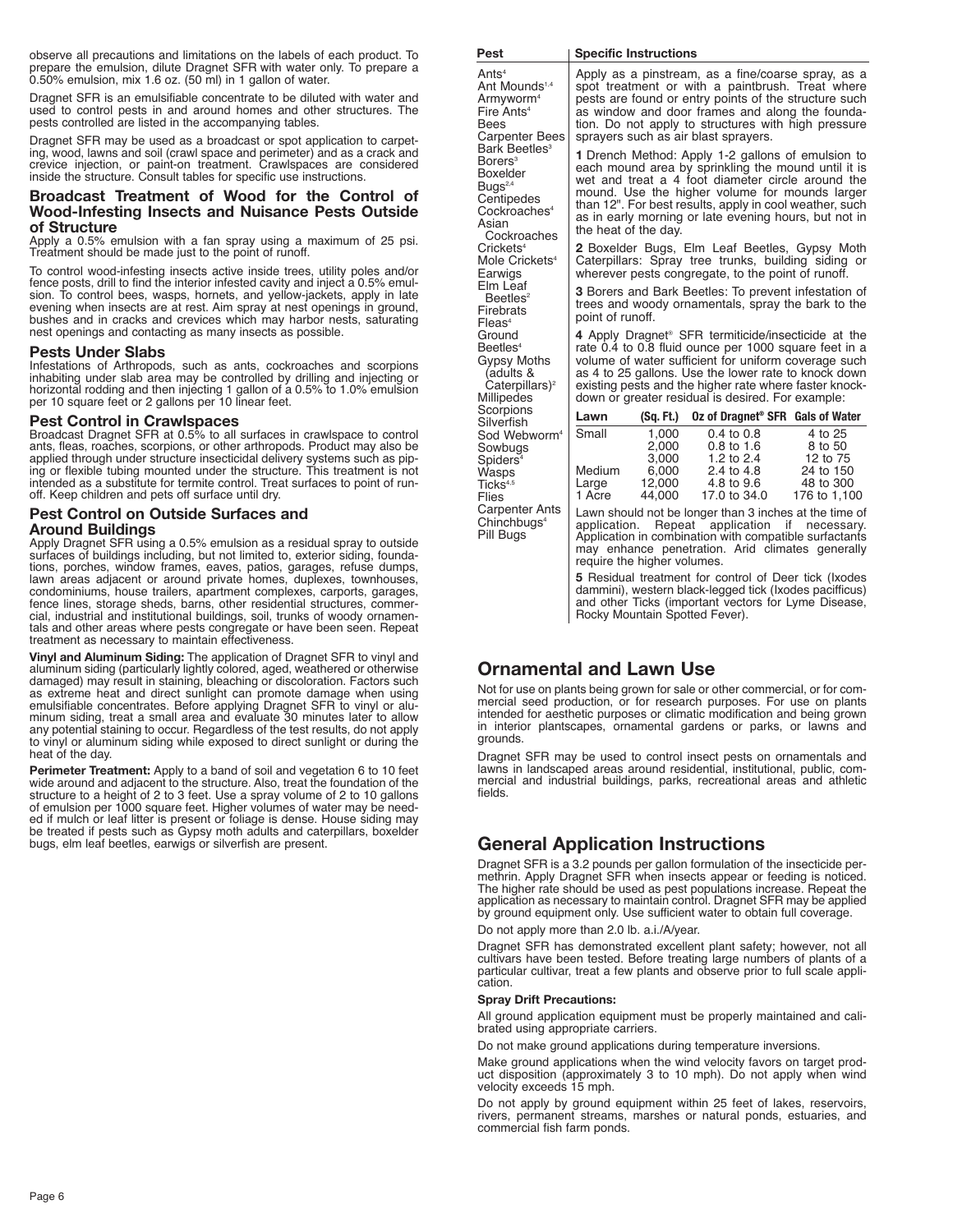observe all precautions and limitations on the labels of each product. To prepare the emulsion, dilute Dragnet SFR with water only. To prepare a 0.50% emulsion, mix 1.6 oz. (50 ml) in 1 gallon of water.

Dragnet SFR is an emulsifiable concentrate to be diluted with water and used to control pests in and around homes and other structures. The pests controlled are listed in the accompanying tables.

Dragnet SFR may be used as a broadcast or spot application to carpeting, wood, lawns and soil (crawl space and perimeter) and as a crack and crevice injection, or paint-on treatment. Crawlspaces are considered inside the structure. Consult tables for specific use instructions.

### Broadcast Treatment of Wood for the Control of Wood-Infesting Insects and Nuisance Pests Outside of Structure

Apply a 0.5% emulsion with a fan spray using a maximum of 25 psi. Treatment should be made just to the point of runoff.

To control wood-infesting insects active inside trees, utility poles and/or fence posts, drill to find the interior infested cavity and inject a 0.5% emulsion. To control bees, wasps, hornets, and yellow-jackets, apply in late evening when insects are at rest. Aim spray at nest openings in ground, bushes and in cracks and crevices which may harbor nests, saturating nest openings and contacting as many insects as possible.

### Pests Under Slabs

Infestations of Arthropods, such as ants, cockroaches and scorpions inhabiting under slab area may be controlled by drilling and injecting or horizontal rodding and then injecting 1 gallon of a 0.5% to 1.0% emulsion per 10 square feet or 2 gallons per 10 linear feet.

### Pest Control in Crawlspaces

Broadcast Dragnet SFR at 0.5% to all surfaces in crawlspace to control ants, fleas, roaches, scorpions, or other arthropods. Product may also be applied through under structure insecticidal delivery systems such as piping or flexible tubing mounted under the structure. This treatment is not intended as a substitute for termite control. Treat surfaces to point of runoff. Keep children and pets off surface until dry.

### Pest Control on Outside Surfaces and Around Buildings

Apply Dragnet SFR using a 0.5% emulsion as a residual spray to outside surfaces of buildings including, but not limited to, exterior siding, foundations, porches, window frames, eaves, patios, garages, refuse dumps, lawn areas adjacent or around private homes, duplexes, townhouses, condominiums, house trailers, apartment complexes, carports, garages, fence lines, storage sheds, barns, other residential structures, commercial, industrial and institutional buildings, soil, trunks of woody ornamentals and other areas where pests congregate or have been seen. Repeat treatment as necessary to maintain effectiveness.

**Vinyl and Aluminum Siding:** The application of Dragnet SFR to vinyl and aluminum siding (particularly lightly colored, aged, weathered or otherwise damaged) may result in staining, bleaching or discoloration. Factors such as extreme heat and direct sunlight can promote damage when using emulsifiable concentrates. Before applying Dragnet SFR to vinyl or aluminum siding, treat a small area and evaluate 30 minutes later to allow any potential staining to occur. Regardless of the test results, do not apply to vinyl or aluminum siding while exposed to direct sunlight or during the heat of the day.

**Perimeter Treatment:** Apply to a band of soil and vegetation 6 to 10 feet wide around and adjacent to the structure. Also, treat the foundation of the structure to a height of 2 to 3 feet. Use a spray volume of 2 to 10 gallons of emulsion per 1000 square feet. Higher volumes of water may be needed if mulch or leaf litter is present or foliage is dense. House siding may be treated if pests such as Gypsy moth adults and caterpillars, boxelder bugs, elm leaf beetles, earwigs or silverfish are present.

| Pest | Specific Instructions |
|---|---|
| Ants[4]<br>Ant Mounds[1,4]<br>Armyworm[4]<br>Fire Ants[4]<br>Bees<br>Carpenter Bees<br>Bark Beetles[3]<br>Borers[3]<br>Boxelder Bugs[2,4]<br>Centipedes<br>Cockroaches[4]<br>Asian Cockroaches<br>Crickets[4]<br>Mole Crickets[4]<br>Earwigs<br>Elm Leaf Beetles[2]<br>Firebrats<br>Fleas[4]<br>Ground Beetles[4]<br>Gypsy Moths (adults & Caterpillars)[2]<br>Millipedes<br>Scorpions<br>Silverfish<br>Sod Webworm[4]<br>Sowbugs<br>Spiders[4]<br>Wasps<br>Ticks[4,5]<br>Flies<br>Carpenter Ants<br>Chinchbugs[4]<br>Pill Bugs | Apply as a pinstream, as a fine/coarse spray, as a spot treatment or with a paintbrush. Treat where pests are found or entry points of the structure such as window and door frames and along the foundation. Do not apply to structures with high pressure sprayers such as air blast sprayers.<br><br>**1** Drench Method: Apply 1-2 gallons of emulsion to each mound area by sprinkling the mound until it is wet and treat a 4 foot diameter circle around the mound. Use the higher volume for mounds larger than 12". For best results, apply in cool weather, such as in early morning or late evening hours, but not in the heat of the day.<br><br>**2** Boxelder Bugs, Elm Leaf Beetles, Gypsy Moth Caterpillars: Spray tree trunks, building siding or wherever pests congregate, to the point of runoff.<br><br>**3** Borers and Bark Beetles: To prevent infestation of trees and woody ornamentals, spray the bark to the point of runoff.<br><br>**4** Apply Dragnet® SFR termiticide/insecticide at the rate 0.4 to 0.8 fluid ounce per 1000 square feet in a volume of water sufficient for uniform coverage such as 4 to 25 gallons. Use the lower rate to knock down existing pests and the higher rate where faster knockdown or greater residual is desired. For example:<br><br>(see lawn table below)<br><br>Lawn should not be longer than 3 inches at the time of application. Repeat application if necessary. Application in combination with compatible surfactants may enhance penetration. Arid climates generally require the higher volumes.<br><br>**5** Residual treatment for control of Deer tick (Ixodes dammini), western black-legged tick (Ixodes pacifficus) and other Ticks (important vectors for Lyme Disease, Rocky Mountain Spotted Fever). |

| Lawn | (Sq. Ft.) | Oz of Dragnet® SFR | Gals of Water |
|---|---|---|---|
| Small | 1,000 | 0.4 to 0.8 | 4 to 25 |
| | 2,000 | 0.8 to 1.6 | 8 to 50 |
| | 3,000 | 1.2 to 2.4 | 12 to 75 |
| Medium | 6,000 | 2.4 to 4.8 | 24 to 150 |
| Large | 12,000 | 4.8 to 9.6 | 48 to 300 |
| 1 Acre | 44,000 | 17.0 to 34.0 | 176 to 1,100 |

## Ornamental and Lawn Use

Not for use on plants being grown for sale or other commercial, or for commercial seed production, or for research purposes. For use on plants intended for aesthetic purposes or climatic modification and being grown in interior plantscapes, ornamental gardens or parks, or lawns and grounds.

Dragnet SFR may be used to control insect pests on ornamentals and lawns in landscaped areas around residential, institutional, public, commercial and industrial buildings, parks, recreational areas and athletic fields.

## General Application Instructions

Dragnet SFR is a 3.2 pounds per gallon formulation of the insecticide permethrin. Apply Dragnet SFR when insects appear or feeding is noticed. The higher rate should be used as pest populations increase. Repeat the application as necessary to maintain control. Dragnet SFR may be applied by ground equipment only. Use sufficient water to obtain full coverage.

Do not apply more than 2.0 lb. a.i./A/year.

Dragnet SFR has demonstrated excellent plant safety; however, not all cultivars have been tested. Before treating large numbers of plants of a particular cultivar, treat a few plants and observe prior to full scale application.

**Spray Drift Precautions:**

All ground application equipment must be properly maintained and calibrated using appropriate carriers.

Do not make ground applications during temperature inversions.

Make ground applications when the wind velocity favors on target product disposition (approximately 3 to 10 mph). Do not apply when wind velocity exceeds 15 mph.

Do not apply by ground equipment within 25 feet of lakes, reservoirs, rivers, permanent streams, marshes or natural ponds, estuaries, and commercial fish farm ponds.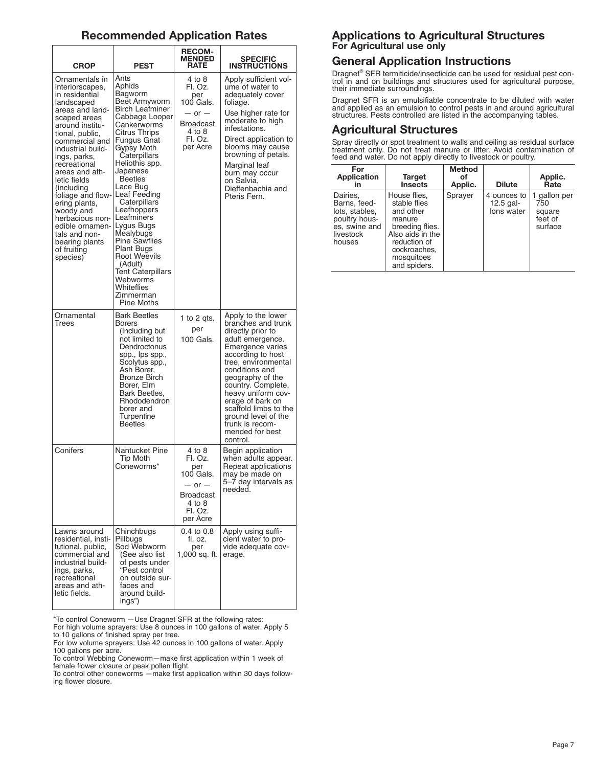## Recommended Application Rates

| CROP | PEST | RECOMMENDED RATE | SPECIFIC INSTRUCTIONS |
|---|---|---|---|
| Ornamentals in interiorscapes, in residential landscaped areas and landscaped areas around institutional, public, commercial and industrial buildings, parks, recreational areas and athletic fields (including foliage and flowering plants, woody and herbaceous non-edible ornamentals and non-bearing plants of fruiting species) | Ants<br>Aphids<br>Bagworm<br>Beet Armyworm<br>Birch Leafminer<br>Cabbage Looper<br>Cankerworms<br>Citrus Thrips<br>Fungus Gnat<br>Gypsy Moth Caterpillars<br>Heliothis spp.<br>Japanese Beetles<br>Lace Bug<br>Leaf Feeding Caterpillars<br>Leafhoppers<br>Leafminers<br>Lygus Bugs<br>Mealybugs<br>Pine Sawflies<br>Plant Bugs<br>Root Weevils (Adult)<br>Tent Caterpillars<br>Webworms<br>Whiteflies<br>Zimmerman Pine Moths | 4 to 8 Fl. Oz. per 100 Gals.<br>— or —<br>Broadcast 4 to 8 Fl. Oz. per Acre | Apply sufficient volume of water to adequately cover foliage.<br>Use higher rate for moderate to high infestations.<br>Direct application to blooms may cause browning of petals.<br>Marginal leaf burn may occur on Salvia, Dieffenbachia and Pteris Fern. |
| Ornamental Trees | Bark Beetles<br>Borers (Including but not limited to Dendroctonus spp., Ips spp., Scolytus spp., Ash Borer, Bronze Birch Borer, Elm Bark Beetles, Rhododendron borer and Turpentine Beetles | 1 to 2 qts. per 100 Gals. | Apply to the lower branches and trunk directly prior to adult emergence. Emergence varies according to host tree, environmental conditions and geography of the country. Complete, heavy uniform coverage of bark on scaffold limbs to the ground level of the trunk is recommended for best control. |
| Conifers | Nantucket Pine Tip Moth<br>Coneworms* | 4 to 8 Fl. Oz. per 100 Gals.<br>— or —<br>Broadcast 4 to 8 Fl. Oz. per Acre | Begin application when adults appear. Repeat applications may be made on 5–7 day intervals as needed. |
| Lawns around residential, institutional, public, commercial and industrial buildings, parks, recreational areas and athletic fields. | Chinchbugs<br>Pillbugs<br>Sod Webworm (See also list of pests under "Pest control on outside surfaces and around buildings") | 0.4 to 0.8 fl. oz. per 1,000 sq. ft. | Apply using sufficient water to provide adequate coverage. |

*To control Coneworm —Use Dragnet SFR at the following rates:
For high volume sprayers: Use 8 ounces in 100 gallons of water. Apply 5 to 10 gallons of finished spray per tree.
For low volume sprayers: Use 42 ounces in 100 gallons of water. Apply 100 gallons per acre.
To control Webbing Coneworm—make first application within 1 week of female flower closure or peak pollen flight.
To control other coneworms —make first application within 30 days following flower closure.

## Applications to Agricultural Structures
**For Agricultural use only**

## General Application Instructions

Dragnet® SFR termiticide/insecticide can be used for residual pest control in and on buildings and structures used for agricultural purpose, their immediate surroundings.

Dragnet SFR is an emulsifiable concentrate to be diluted with water and applied as an emulsion to control pests in and around agricultural structures. Pests controlled are listed in the accompanying tables.

## Agricultural Structures

Spray directly or spot treatment to walls and ceiling as residual surface treatment only. Do not treat manure or litter. Avoid contamination of feed and water. Do not apply directly to livestock or poultry.

| For Application in | Target Insects | Method of Applic. | Dilute | Applic. Rate |
|---|---|---|---|---|
| Dairies, Barns, feed-lots, stables, poultry houses, swine and livestock houses | House flies, stable flies and other manure breeding flies. Also aids in the reduction of cockroaches, mosquitoes and spiders. | Sprayer | 4 ounces to 12.5 gallons water | 1 gallon per 750 square feet of surface |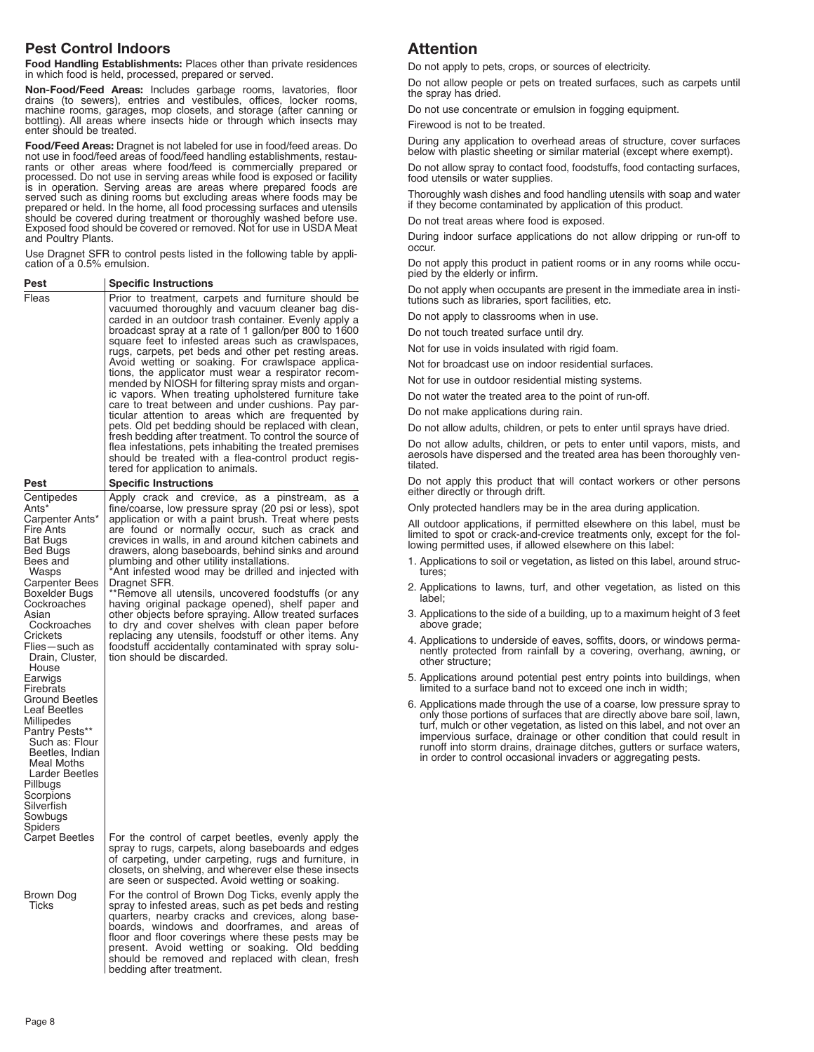## Pest Control Indoors

**Food Handling Establishments:** Places other than private residences in which food is held, processed, prepared or served.

**Non-Food/Feed Areas:** Includes garbage rooms, lavatories, floor drains (to sewers), entries and vestibules, offices, locker rooms, machine rooms, garages, mop closets, and storage (after canning or bottling). All areas where insects hide or through which insects may enter should be treated.

**Food/Feed Areas:** Dragnet is not labeled for use in food/feed areas. Do not use in food/feed areas of food/feed handling establishments, restaurants or other areas where food/feed is commercially prepared or processed. Do not use in serving areas while food is exposed or facility is in operation. Serving areas are areas where prepared foods are served such as dining rooms but excluding areas where foods may be prepared or held. In the home, all food processing surfaces and utensils should be covered during treatment or thoroughly washed before use. Exposed food should be covered or removed. Not for use in USDA Meat and Poultry Plants.

Use Dragnet SFR to control pests listed in the following table by application of a 0.5% emulsion.

| Pest | Specific Instructions |
|---|---|
| Fleas | Prior to treatment, carpets and furniture should be vacuumed thoroughly and vacuum cleaner bag discarded in an outdoor trash container. Evenly apply a broadcast spray at a rate of 1 gallon/per 800 to 1600 square feet to infested areas such as crawlspaces, rugs, carpets, pet beds and other pet resting areas. Avoid wetting or soaking. For crawlspace applications, the applicator must wear a respirator recommended by NIOSH for filtering spray mists and organic vapors. When treating upholstered furniture take care to treat between and under cushions. Pay particular attention to areas which are frequented by pets. Old pet bedding should be replaced with clean, fresh bedding after treatment. To control the source of flea infestations, pets inhabiting the treated premises should be treated with a flea-control product registered for application to animals. |

| Pest | Specific Instructions |
|---|---|
| Centipedes<br>Ants*<br>Carpenter Ants*<br>Fire Ants<br>Bat Bugs<br>Bed Bugs<br>Bees and Wasps<br>Carpenter Bees<br>Boxelder Bugs<br>Cockroaches<br>Asian Cockroaches<br>Crickets<br>Flies—such as Drain, Cluster, House<br>Earwigs<br>Firebrats<br>Ground Beetles<br>Leaf Beetles<br>Millipedes<br>Pantry Pests** Such as: Flour Beetles, Indian Meal Moths Larder Beetles<br>Pillbugs<br>Scorpions<br>Silverfish<br>Sowbugs<br>Spiders | Apply crack and crevice, as a pinstream, as a fine/coarse, low pressure spray (20 psi or less), spot application or with a paint brush. Treat where pests are found or normally occur, such as crack and crevices in walls, in and around kitchen cabinets and drawers, along baseboards, behind sinks and around plumbing and other utility installations.<br>*Ant infested wood may be drilled and injected with Dragnet SFR.<br>**Remove all utensils, uncovered foodstuffs (or any having original package opened), shelf paper and other objects before spraying. Allow treated surfaces to dry and cover shelves with clean paper before replacing any utensils, foodstuff or other items. Any foodstuff accidentally contaminated with spray solution should be discarded. |
| Carpet Beetles | For the control of carpet beetles, evenly apply the spray to rugs, carpets, along baseboards and edges of carpeting, under carpeting, rugs and furniture, in closets, on shelving, and wherever else these insects are seen or suspected. Avoid wetting or soaking. |
| Brown Dog Ticks | For the control of Brown Dog Ticks, evenly apply the spray to infested areas, such as pet beds and resting quarters, nearby cracks and crevices, along baseboards, windows and doorframes, and areas of floor and floor coverings where these pests may be present. Avoid wetting or soaking. Old bedding should be removed and replaced with clean, fresh bedding after treatment. |

## Attention

Do not apply to pets, crops, or sources of electricity.

Do not allow people or pets on treated surfaces, such as carpets until the spray has dried.

Do not use concentrate or emulsion in fogging equipment.

Firewood is not to be treated.

During any application to overhead areas of structure, cover surfaces below with plastic sheeting or similar material (except where exempt).

Do not allow spray to contact food, foodstuffs, food contacting surfaces, food utensils or water supplies.

Thoroughly wash dishes and food handling utensils with soap and water if they become contaminated by application of this product.

Do not treat areas where food is exposed.

During indoor surface applications do not allow dripping or run-off to occur.

Do not apply this product in patient rooms or in any rooms while occupied by the elderly or infirm.

Do not apply when occupants are present in the immediate area in institutions such as libraries, sport facilities, etc.

Do not apply to classrooms when in use.

Do not touch treated surface until dry.

Not for use in voids insulated with rigid foam.

Not for broadcast use on indoor residential surfaces.

Not for use in outdoor residential misting systems.

Do not water the treated area to the point of run-off.

Do not make applications during rain.

Do not allow adults, children, or pets to enter until sprays have dried.

Do not allow adults, children, or pets to enter until vapors, mists, and aerosols have dispersed and the treated area has been thoroughly ventilated.

Do not apply this product that will contact workers or other persons either directly or through drift.

Only protected handlers may be in the area during application.

All outdoor applications, if permitted elsewhere on this label, must be limited to spot or crack-and-crevice treatments only, except for the following permitted uses, if allowed elsewhere on this label:

1. Applications to soil or vegetation, as listed on this label, around structures;
2. Applications to lawns, turf, and other vegetation, as listed on this label;
3. Applications to the side of a building, up to a maximum height of 3 feet above grade;
4. Applications to underside of eaves, soffits, doors, or windows permanently protected from rainfall by a covering, overhang, awning, or other structure;
5. Applications around potential pest entry points into buildings, when limited to a surface band not to exceed one inch in width;
6. Applications made through the use of a coarse, low pressure spray to only those portions of surfaces that are directly above bare soil, lawn, turf, mulch or other vegetation, as listed on this label, and not over an impervious surface, drainage or other condition that could result in runoff into storm drains, drainage ditches, gutters or surface waters, in order to control occasional invaders or aggregating pests.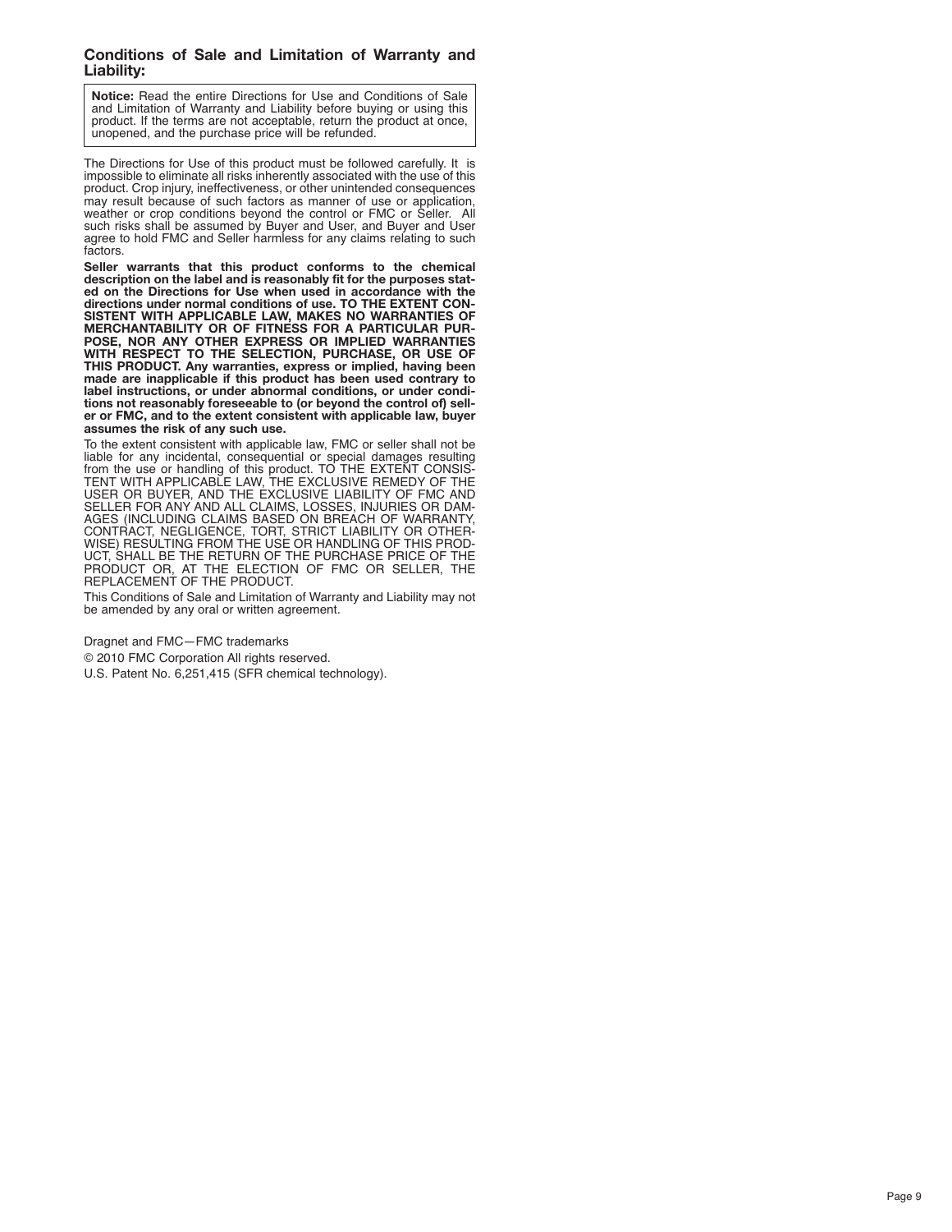## Conditions of Sale and Limitation of Warranty and Liability:

**Notice:** Read the entire Directions for Use and Conditions of Sale and Limitation of Warranty and Liability before buying or using this product. If the terms are not acceptable, return the product at once, unopened, and the purchase price will be refunded.

The Directions for Use of this product must be followed carefully. It is impossible to eliminate all risks inherently associated with the use of this product. Crop injury, ineffectiveness, or other unintended consequences may result because of such factors as manner of use or application, weather or crop conditions beyond the control or FMC or Seller. All such risks shall be assumed by Buyer and User, and Buyer and User agree to hold FMC and Seller harmless for any claims relating to such factors.

**Seller warrants that this product conforms to the chemical description on the label and is reasonably fit for the purposes stated on the Directions for Use when used in accordance with the directions under normal conditions of use. TO THE EXTENT CONSISTENT WITH APPLICABLE LAW, MAKES NO WARRANTIES OF MERCHANTABILITY OR OF FITNESS FOR A PARTICULAR PURPOSE, NOR ANY OTHER EXPRESS OR IMPLIED WARRANTIES WITH RESPECT TO THE SELECTION, PURCHASE, OR USE OF THIS PRODUCT. Any warranties, express or implied, having been made are inapplicable if this product has been used contrary to label instructions, or under abnormal conditions, or under conditions not reasonably foreseeable to (or beyond the control of) seller or FMC, and to the extent consistent with applicable law, buyer assumes the risk of any such use.**

To the extent consistent with applicable law, FMC or seller shall not be liable for any incidental, consequential or special damages resulting from the use or handling of this product. TO THE EXTENT CONSISTENT WITH APPLICABLE LAW, THE EXCLUSIVE REMEDY OF THE USER OR BUYER, AND THE EXCLUSIVE LIABILITY OF FMC AND SELLER FOR ANY AND ALL CLAIMS, LOSSES, INJURIES OR DAMAGES (INCLUDING CLAIMS BASED ON BREACH OF WARRANTY, CONTRACT, NEGLIGENCE, TORT, STRICT LIABILITY OR OTHERWISE) RESULTING FROM THE USE OR HANDLING OF THIS PRODUCT, SHALL BE THE RETURN OF THE PURCHASE PRICE OF THE PRODUCT OR, AT THE ELECTION OF FMC OR SELLER, THE REPLACEMENT OF THE PRODUCT.

This Conditions of Sale and Limitation of Warranty and Liability may not be amended by any oral or written agreement.

Dragnet and FMC—FMC trademarks

© 2010 FMC Corporation All rights reserved.

U.S. Patent No. 6,251,415 (SFR chemical technology).